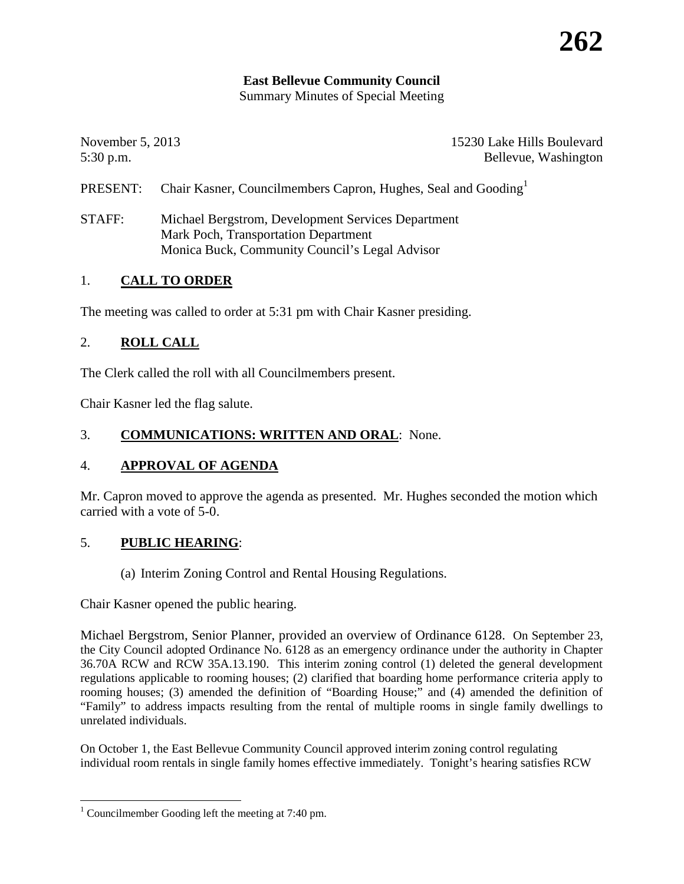**East Bellevue Community Council**
Summary Minutes of Special Meeting

November 5, 2013
5:30 p.m.

15230 Lake Hills Boulevard
Bellevue, Washington

PRESENT: Chair Kasner, Councilmembers Capron, Hughes, Seal and Gooding[1]

STAFF: Michael Bergstrom, Development Services Department
Mark Poch, Transportation Department
Monica Buck, Community Council's Legal Advisor

## 1. CALL TO ORDER

The meeting was called to order at 5:31 pm with Chair Kasner presiding.

## 2. ROLL CALL

The Clerk called the roll with all Councilmembers present.

Chair Kasner led the flag salute.

## 3. COMMUNICATIONS: WRITTEN AND ORAL: None.

## 4. APPROVAL OF AGENDA

Mr. Capron moved to approve the agenda as presented. Mr. Hughes seconded the motion which carried with a vote of 5-0.

## 5. PUBLIC HEARING:

(a) Interim Zoning Control and Rental Housing Regulations.

Chair Kasner opened the public hearing.

Michael Bergstrom, Senior Planner, provided an overview of Ordinance 6128. On September 23, the City Council adopted Ordinance No. 6128 as an emergency ordinance under the authority in Chapter 36.70A RCW and RCW 35A.13.190. This interim zoning control (1) deleted the general development regulations applicable to rooming houses; (2) clarified that boarding home performance criteria apply to rooming houses; (3) amended the definition of "Boarding House;" and (4) amended the definition of "Family" to address impacts resulting from the rental of multiple rooms in single family dwellings to unrelated individuals.

On October 1, the East Bellevue Community Council approved interim zoning control regulating individual room rentals in single family homes effective immediately. Tonight's hearing satisfies RCW

[1] Councilmember Gooding left the meeting at 7:40 pm.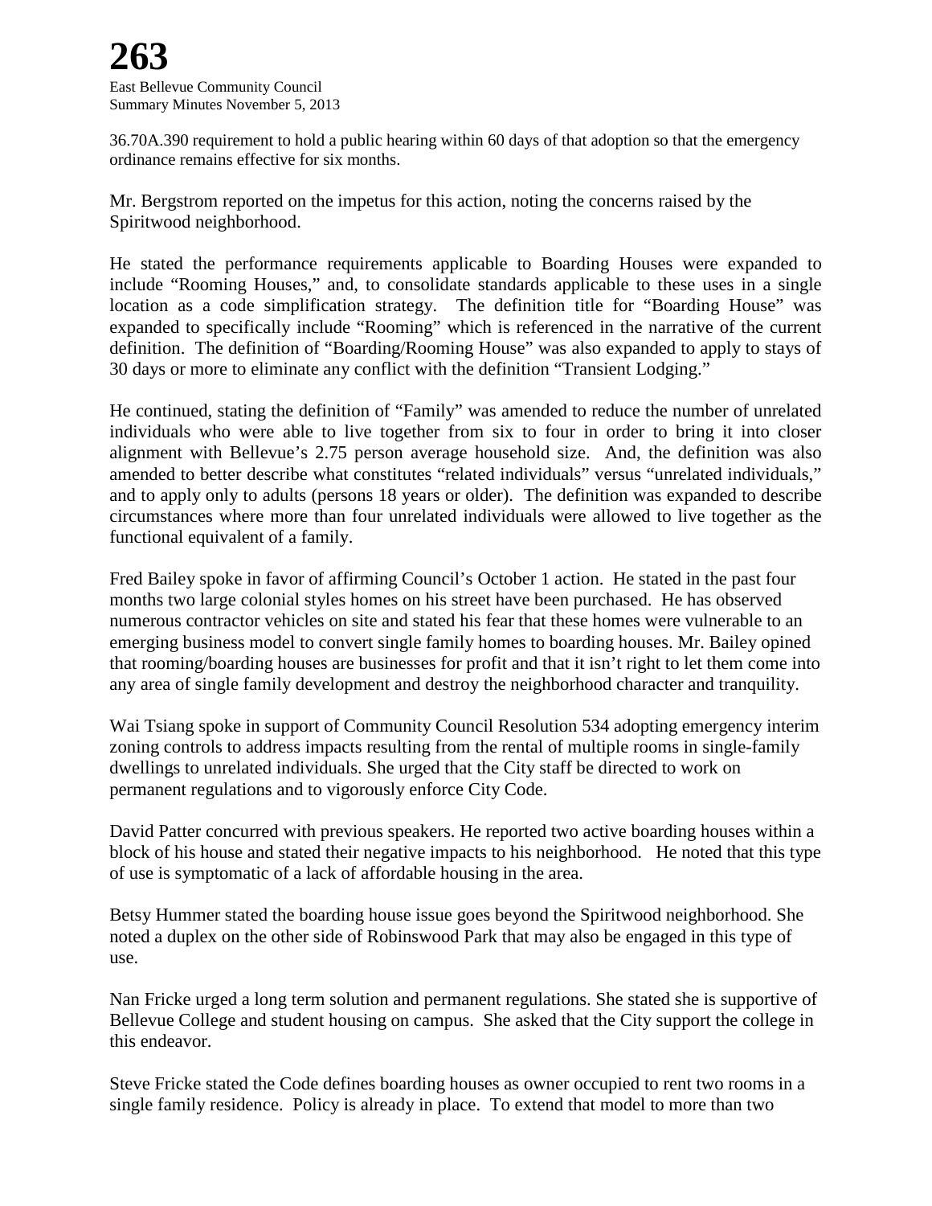36.70A.390 requirement to hold a public hearing within 60 days of that adoption so that the emergency ordinance remains effective for six months.

Mr. Bergstrom reported on the impetus for this action, noting the concerns raised by the Spiritwood neighborhood.

He stated the performance requirements applicable to Boarding Houses were expanded to include "Rooming Houses," and, to consolidate standards applicable to these uses in a single location as a code simplification strategy. The definition title for "Boarding House" was expanded to specifically include "Rooming" which is referenced in the narrative of the current definition. The definition of "Boarding/Rooming House" was also expanded to apply to stays of 30 days or more to eliminate any conflict with the definition "Transient Lodging."

He continued, stating the definition of "Family" was amended to reduce the number of unrelated individuals who were able to live together from six to four in order to bring it into closer alignment with Bellevue's 2.75 person average household size. And, the definition was also amended to better describe what constitutes "related individuals" versus "unrelated individuals," and to apply only to adults (persons 18 years or older). The definition was expanded to describe circumstances where more than four unrelated individuals were allowed to live together as the functional equivalent of a family.

Fred Bailey spoke in favor of affirming Council's October 1 action. He stated in the past four months two large colonial styles homes on his street have been purchased. He has observed numerous contractor vehicles on site and stated his fear that these homes were vulnerable to an emerging business model to convert single family homes to boarding houses. Mr. Bailey opined that rooming/boarding houses are businesses for profit and that it isn't right to let them come into any area of single family development and destroy the neighborhood character and tranquility.

Wai Tsiang spoke in support of Community Council Resolution 534 adopting emergency interim zoning controls to address impacts resulting from the rental of multiple rooms in single-family dwellings to unrelated individuals. She urged that the City staff be directed to work on permanent regulations and to vigorously enforce City Code.

David Patter concurred with previous speakers. He reported two active boarding houses within a block of his house and stated their negative impacts to his neighborhood. He noted that this type of use is symptomatic of a lack of affordable housing in the area.

Betsy Hummer stated the boarding house issue goes beyond the Spiritwood neighborhood. She noted a duplex on the other side of Robinswood Park that may also be engaged in this type of use.

Nan Fricke urged a long term solution and permanent regulations. She stated she is supportive of Bellevue College and student housing on campus. She asked that the City support the college in this endeavor.

Steve Fricke stated the Code defines boarding houses as owner occupied to rent two rooms in a single family residence. Policy is already in place. To extend that model to more than two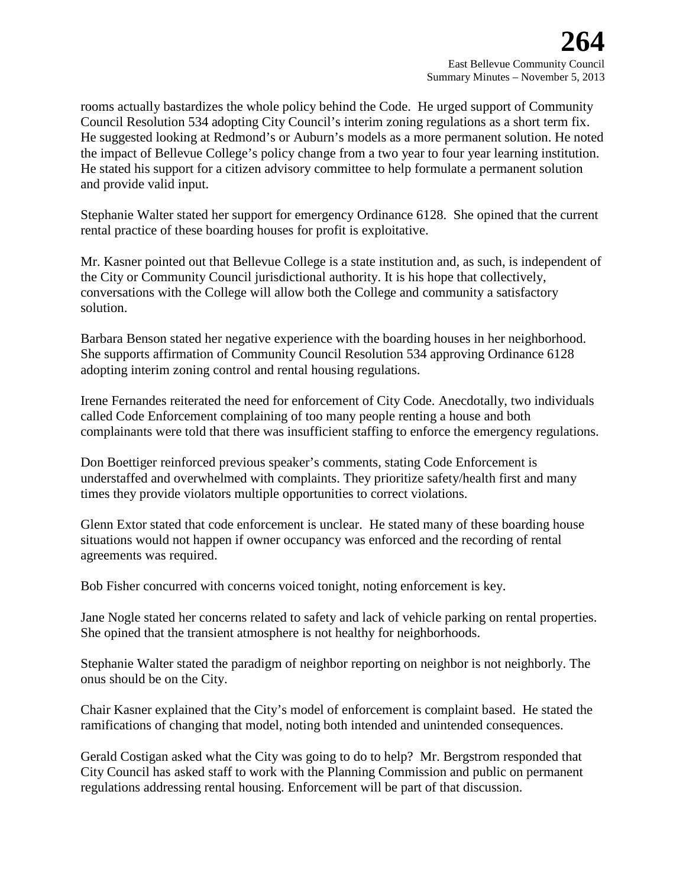rooms actually bastardizes the whole policy behind the Code. He urged support of Community Council Resolution 534 adopting City Council's interim zoning regulations as a short term fix. He suggested looking at Redmond's or Auburn's models as a more permanent solution. He noted the impact of Bellevue College's policy change from a two year to four year learning institution. He stated his support for a citizen advisory committee to help formulate a permanent solution and provide valid input.

Stephanie Walter stated her support for emergency Ordinance 6128. She opined that the current rental practice of these boarding houses for profit is exploitative.

Mr. Kasner pointed out that Bellevue College is a state institution and, as such, is independent of the City or Community Council jurisdictional authority. It is his hope that collectively, conversations with the College will allow both the College and community a satisfactory solution.

Barbara Benson stated her negative experience with the boarding houses in her neighborhood. She supports affirmation of Community Council Resolution 534 approving Ordinance 6128 adopting interim zoning control and rental housing regulations.

Irene Fernandes reiterated the need for enforcement of City Code. Anecdotally, two individuals called Code Enforcement complaining of too many people renting a house and both complainants were told that there was insufficient staffing to enforce the emergency regulations.

Don Boettiger reinforced previous speaker's comments, stating Code Enforcement is understaffed and overwhelmed with complaints. They prioritize safety/health first and many times they provide violators multiple opportunities to correct violations.

Glenn Extor stated that code enforcement is unclear. He stated many of these boarding house situations would not happen if owner occupancy was enforced and the recording of rental agreements was required.

Bob Fisher concurred with concerns voiced tonight, noting enforcement is key.

Jane Nogle stated her concerns related to safety and lack of vehicle parking on rental properties. She opined that the transient atmosphere is not healthy for neighborhoods.

Stephanie Walter stated the paradigm of neighbor reporting on neighbor is not neighborly. The onus should be on the City.

Chair Kasner explained that the City's model of enforcement is complaint based. He stated the ramifications of changing that model, noting both intended and unintended consequences.

Gerald Costigan asked what the City was going to do to help? Mr. Bergstrom responded that City Council has asked staff to work with the Planning Commission and public on permanent regulations addressing rental housing. Enforcement will be part of that discussion.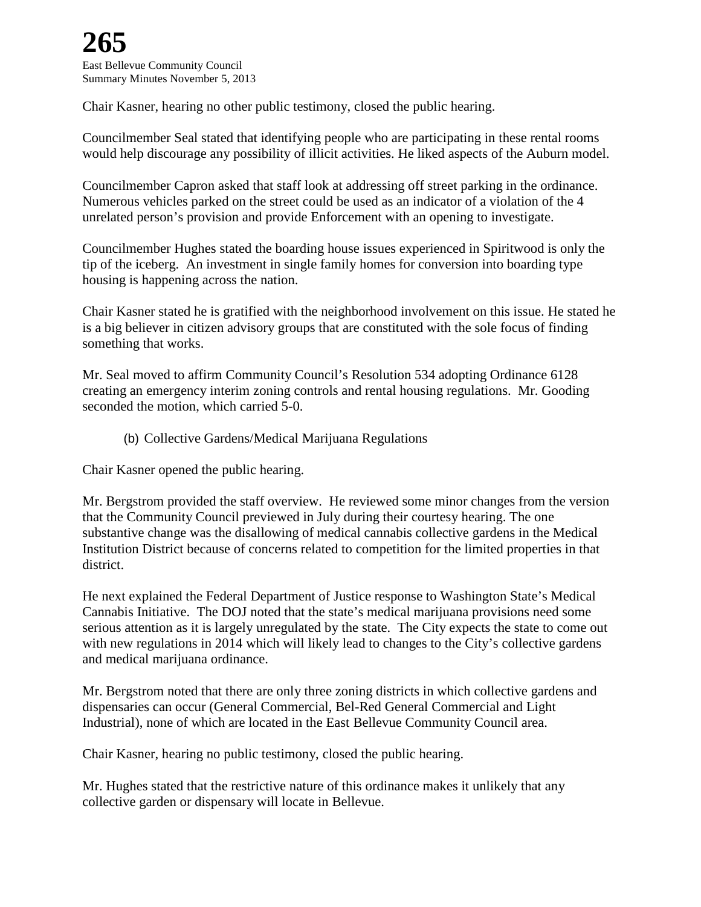Chair Kasner, hearing no other public testimony, closed the public hearing.

Councilmember Seal stated that identifying people who are participating in these rental rooms would help discourage any possibility of illicit activities. He liked aspects of the Auburn model.

Councilmember Capron asked that staff look at addressing off street parking in the ordinance. Numerous vehicles parked on the street could be used as an indicator of a violation of the 4 unrelated person's provision and provide Enforcement with an opening to investigate.

Councilmember Hughes stated the boarding house issues experienced in Spiritwood is only the tip of the iceberg. An investment in single family homes for conversion into boarding type housing is happening across the nation.

Chair Kasner stated he is gratified with the neighborhood involvement on this issue. He stated he is a big believer in citizen advisory groups that are constituted with the sole focus of finding something that works.

Mr. Seal moved to affirm Community Council's Resolution 534 adopting Ordinance 6128 creating an emergency interim zoning controls and rental housing regulations. Mr. Gooding seconded the motion, which carried 5-0.

(b) Collective Gardens/Medical Marijuana Regulations

Chair Kasner opened the public hearing.

Mr. Bergstrom provided the staff overview. He reviewed some minor changes from the version that the Community Council previewed in July during their courtesy hearing. The one substantive change was the disallowing of medical cannabis collective gardens in the Medical Institution District because of concerns related to competition for the limited properties in that district.

He next explained the Federal Department of Justice response to Washington State's Medical Cannabis Initiative. The DOJ noted that the state's medical marijuana provisions need some serious attention as it is largely unregulated by the state. The City expects the state to come out with new regulations in 2014 which will likely lead to changes to the City's collective gardens and medical marijuana ordinance.

Mr. Bergstrom noted that there are only three zoning districts in which collective gardens and dispensaries can occur (General Commercial, Bel-Red General Commercial and Light Industrial), none of which are located in the East Bellevue Community Council area.

Chair Kasner, hearing no public testimony, closed the public hearing.

Mr. Hughes stated that the restrictive nature of this ordinance makes it unlikely that any collective garden or dispensary will locate in Bellevue.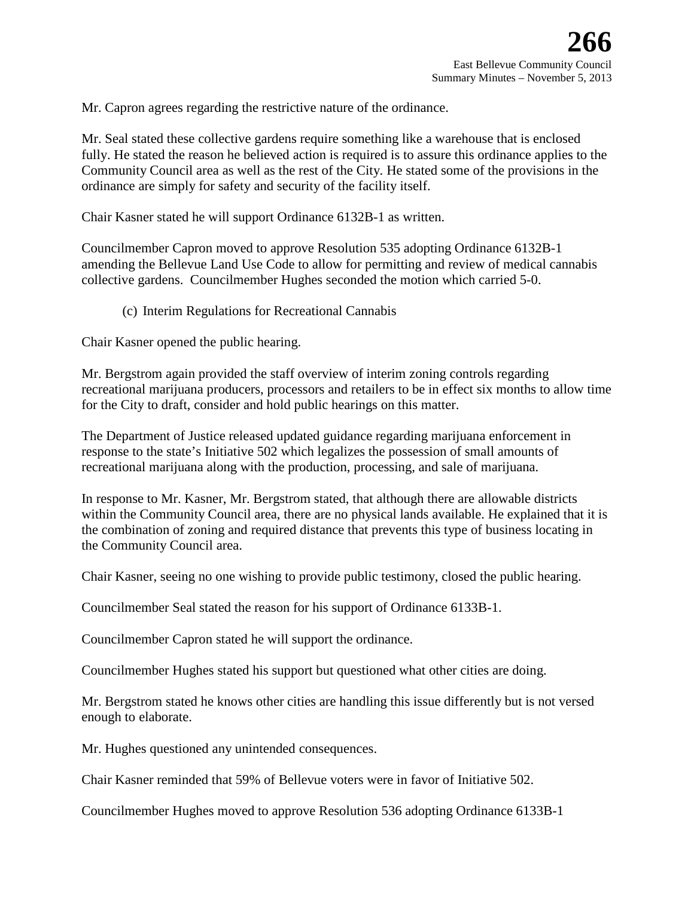Mr. Capron agrees regarding the restrictive nature of the ordinance.

Mr. Seal stated these collective gardens require something like a warehouse that is enclosed fully. He stated the reason he believed action is required is to assure this ordinance applies to the Community Council area as well as the rest of the City. He stated some of the provisions in the ordinance are simply for safety and security of the facility itself.

Chair Kasner stated he will support Ordinance 6132B-1 as written.

Councilmember Capron moved to approve Resolution 535 adopting Ordinance 6132B-1 amending the Bellevue Land Use Code to allow for permitting and review of medical cannabis collective gardens. Councilmember Hughes seconded the motion which carried 5-0.

(c) Interim Regulations for Recreational Cannabis

Chair Kasner opened the public hearing.

Mr. Bergstrom again provided the staff overview of interim zoning controls regarding recreational marijuana producers, processors and retailers to be in effect six months to allow time for the City to draft, consider and hold public hearings on this matter.

The Department of Justice released updated guidance regarding marijuana enforcement in response to the state's Initiative 502 which legalizes the possession of small amounts of recreational marijuana along with the production, processing, and sale of marijuana.

In response to Mr. Kasner, Mr. Bergstrom stated, that although there are allowable districts within the Community Council area, there are no physical lands available. He explained that it is the combination of zoning and required distance that prevents this type of business locating in the Community Council area.

Chair Kasner, seeing no one wishing to provide public testimony, closed the public hearing.

Councilmember Seal stated the reason for his support of Ordinance 6133B-1.

Councilmember Capron stated he will support the ordinance.

Councilmember Hughes stated his support but questioned what other cities are doing.

Mr. Bergstrom stated he knows other cities are handling this issue differently but is not versed enough to elaborate.

Mr. Hughes questioned any unintended consequences.

Chair Kasner reminded that 59% of Bellevue voters were in favor of Initiative 502.

Councilmember Hughes moved to approve Resolution 536 adopting Ordinance 6133B-1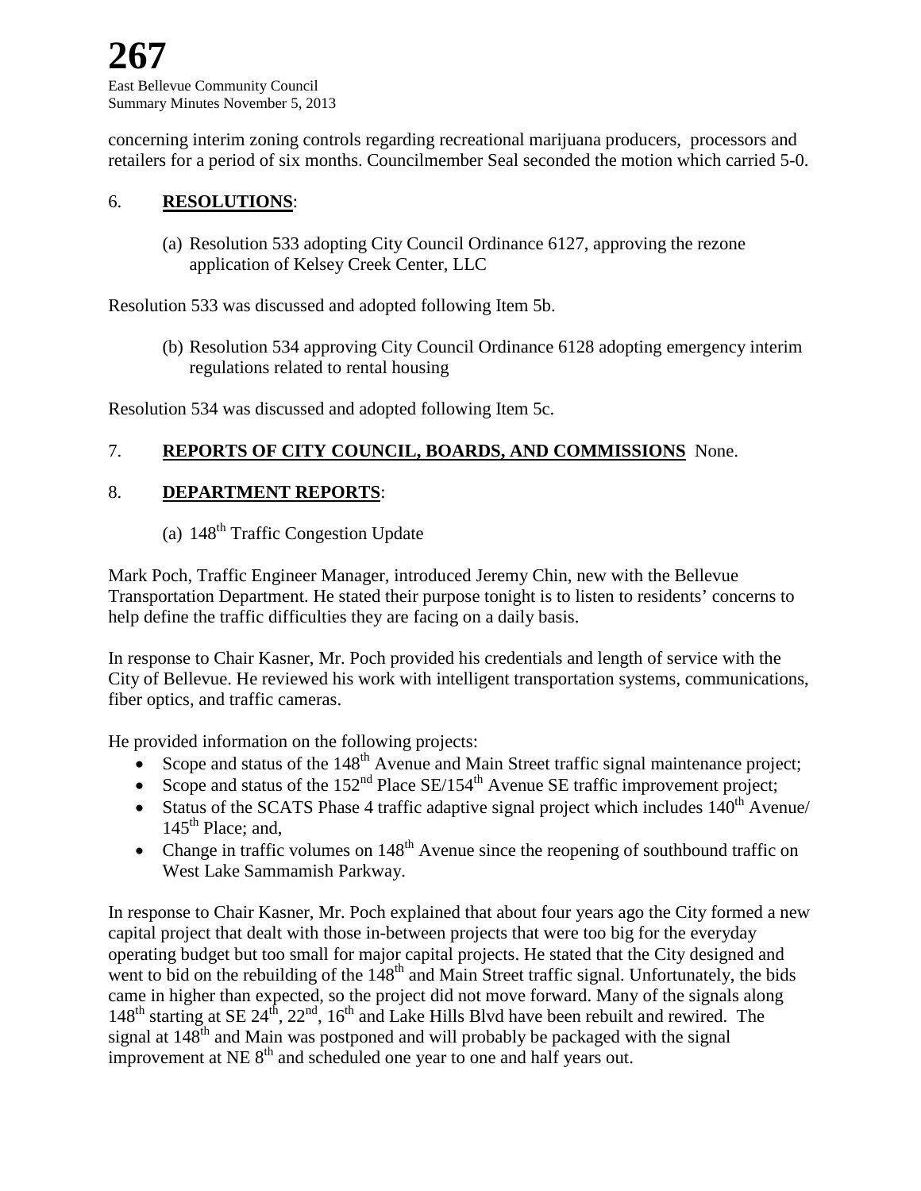concerning interim zoning controls regarding recreational marijuana producers, processors and retailers for a period of six months. Councilmember Seal seconded the motion which carried 5-0.

6. **RESOLUTIONS**:

   (a) Resolution 533 adopting City Council Ordinance 6127, approving the rezone application of Kelsey Creek Center, LLC

Resolution 533 was discussed and adopted following Item 5b.

   (b) Resolution 534 approving City Council Ordinance 6128 adopting emergency interim regulations related to rental housing

Resolution 534 was discussed and adopted following Item 5c.

7. **REPORTS OF CITY COUNCIL, BOARDS, AND COMMISSIONS** None.

8. **DEPARTMENT REPORTS**:

   (a) 148th Traffic Congestion Update

Mark Poch, Traffic Engineer Manager, introduced Jeremy Chin, new with the Bellevue Transportation Department. He stated their purpose tonight is to listen to residents' concerns to help define the traffic difficulties they are facing on a daily basis.

In response to Chair Kasner, Mr. Poch provided his credentials and length of service with the City of Bellevue. He reviewed his work with intelligent transportation systems, communications, fiber optics, and traffic cameras.

He provided information on the following projects:

- Scope and status of the 148th Avenue and Main Street traffic signal maintenance project;
- Scope and status of the 152nd Place SE/154th Avenue SE traffic improvement project;
- Status of the SCATS Phase 4 traffic adaptive signal project which includes 140th Avenue/ 145th Place; and,
- Change in traffic volumes on 148th Avenue since the reopening of southbound traffic on West Lake Sammamish Parkway.

In response to Chair Kasner, Mr. Poch explained that about four years ago the City formed a new capital project that dealt with those in-between projects that were too big for the everyday operating budget but too small for major capital projects. He stated that the City designed and went to bid on the rebuilding of the 148th and Main Street traffic signal. Unfortunately, the bids came in higher than expected, so the project did not move forward. Many of the signals along 148th starting at SE 24th, 22nd, 16th and Lake Hills Blvd have been rebuilt and rewired. The signal at 148th and Main was postponed and will probably be packaged with the signal improvement at NE 8th and scheduled one year to one and half years out.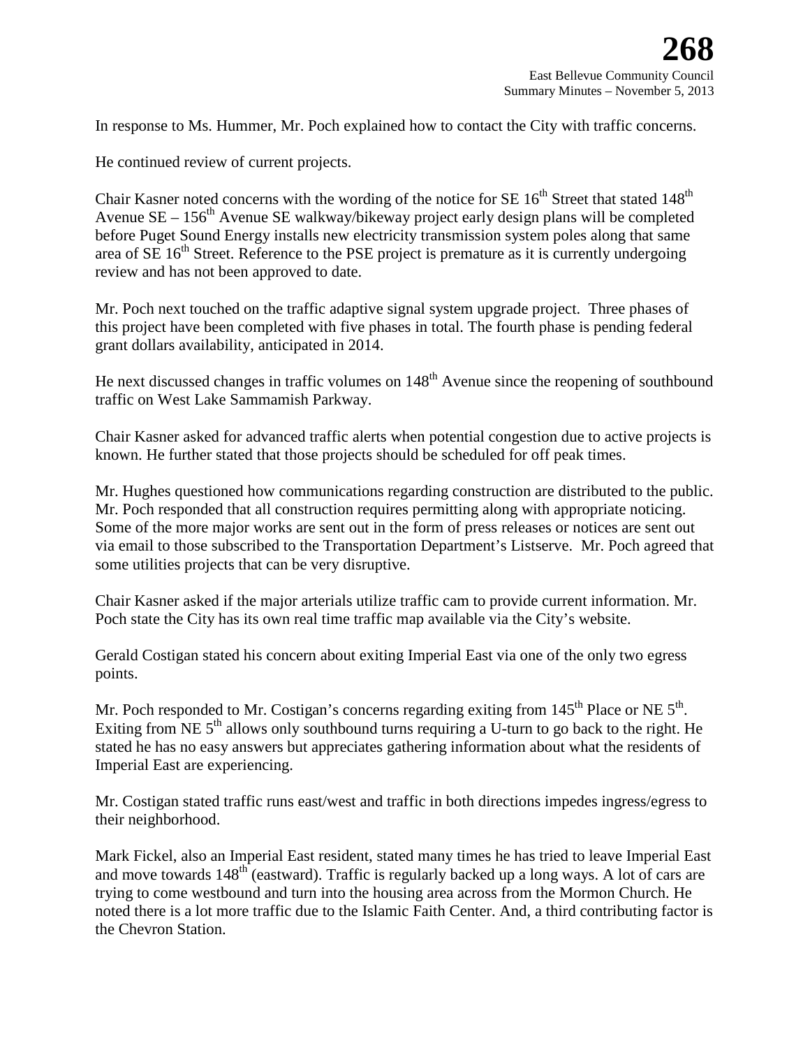In response to Ms. Hummer, Mr. Poch explained how to contact the City with traffic concerns.

He continued review of current projects.

Chair Kasner noted concerns with the wording of the notice for SE 16th Street that stated 148th Avenue SE – 156th Avenue SE walkway/bikeway project early design plans will be completed before Puget Sound Energy installs new electricity transmission system poles along that same area of SE 16th Street. Reference to the PSE project is premature as it is currently undergoing review and has not been approved to date.

Mr. Poch next touched on the traffic adaptive signal system upgrade project. Three phases of this project have been completed with five phases in total. The fourth phase is pending federal grant dollars availability, anticipated in 2014.

He next discussed changes in traffic volumes on 148th Avenue since the reopening of southbound traffic on West Lake Sammamish Parkway.

Chair Kasner asked for advanced traffic alerts when potential congestion due to active projects is known. He further stated that those projects should be scheduled for off peak times.

Mr. Hughes questioned how communications regarding construction are distributed to the public. Mr. Poch responded that all construction requires permitting along with appropriate noticing. Some of the more major works are sent out in the form of press releases or notices are sent out via email to those subscribed to the Transportation Department's Listserve. Mr. Poch agreed that some utilities projects that can be very disruptive.

Chair Kasner asked if the major arterials utilize traffic cam to provide current information. Mr. Poch state the City has its own real time traffic map available via the City's website.

Gerald Costigan stated his concern about exiting Imperial East via one of the only two egress points.

Mr. Poch responded to Mr. Costigan's concerns regarding exiting from 145th Place or NE 5th. Exiting from NE 5th allows only southbound turns requiring a U-turn to go back to the right. He stated he has no easy answers but appreciates gathering information about what the residents of Imperial East are experiencing.

Mr. Costigan stated traffic runs east/west and traffic in both directions impedes ingress/egress to their neighborhood.

Mark Fickel, also an Imperial East resident, stated many times he has tried to leave Imperial East and move towards 148th (eastward). Traffic is regularly backed up a long ways. A lot of cars are trying to come westbound and turn into the housing area across from the Mormon Church. He noted there is a lot more traffic due to the Islamic Faith Center. And, a third contributing factor is the Chevron Station.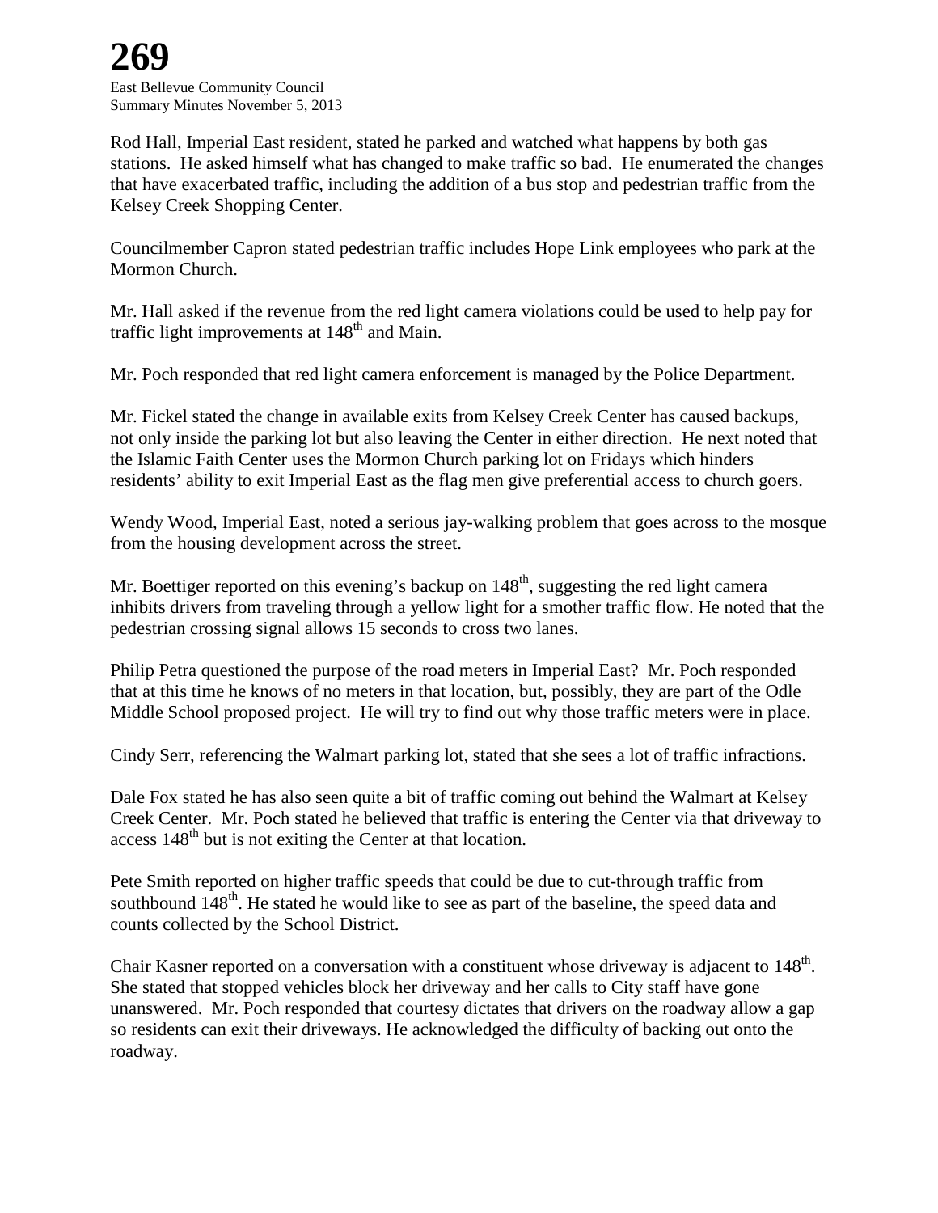Rod Hall, Imperial East resident, stated he parked and watched what happens by both gas stations. He asked himself what has changed to make traffic so bad. He enumerated the changes that have exacerbated traffic, including the addition of a bus stop and pedestrian traffic from the Kelsey Creek Shopping Center.

Councilmember Capron stated pedestrian traffic includes Hope Link employees who park at the Mormon Church.

Mr. Hall asked if the revenue from the red light camera violations could be used to help pay for traffic light improvements at 148th and Main.

Mr. Poch responded that red light camera enforcement is managed by the Police Department.

Mr. Fickel stated the change in available exits from Kelsey Creek Center has caused backups, not only inside the parking lot but also leaving the Center in either direction. He next noted that the Islamic Faith Center uses the Mormon Church parking lot on Fridays which hinders residents' ability to exit Imperial East as the flag men give preferential access to church goers.

Wendy Wood, Imperial East, noted a serious jay-walking problem that goes across to the mosque from the housing development across the street.

Mr. Boettiger reported on this evening's backup on 148th, suggesting the red light camera inhibits drivers from traveling through a yellow light for a smother traffic flow. He noted that the pedestrian crossing signal allows 15 seconds to cross two lanes.

Philip Petra questioned the purpose of the road meters in Imperial East? Mr. Poch responded that at this time he knows of no meters in that location, but, possibly, they are part of the Odle Middle School proposed project. He will try to find out why those traffic meters were in place.

Cindy Serr, referencing the Walmart parking lot, stated that she sees a lot of traffic infractions.

Dale Fox stated he has also seen quite a bit of traffic coming out behind the Walmart at Kelsey Creek Center. Mr. Poch stated he believed that traffic is entering the Center via that driveway to access 148th but is not exiting the Center at that location.

Pete Smith reported on higher traffic speeds that could be due to cut-through traffic from southbound 148th. He stated he would like to see as part of the baseline, the speed data and counts collected by the School District.

Chair Kasner reported on a conversation with a constituent whose driveway is adjacent to 148th. She stated that stopped vehicles block her driveway and her calls to City staff have gone unanswered. Mr. Poch responded that courtesy dictates that drivers on the roadway allow a gap so residents can exit their driveways. He acknowledged the difficulty of backing out onto the roadway.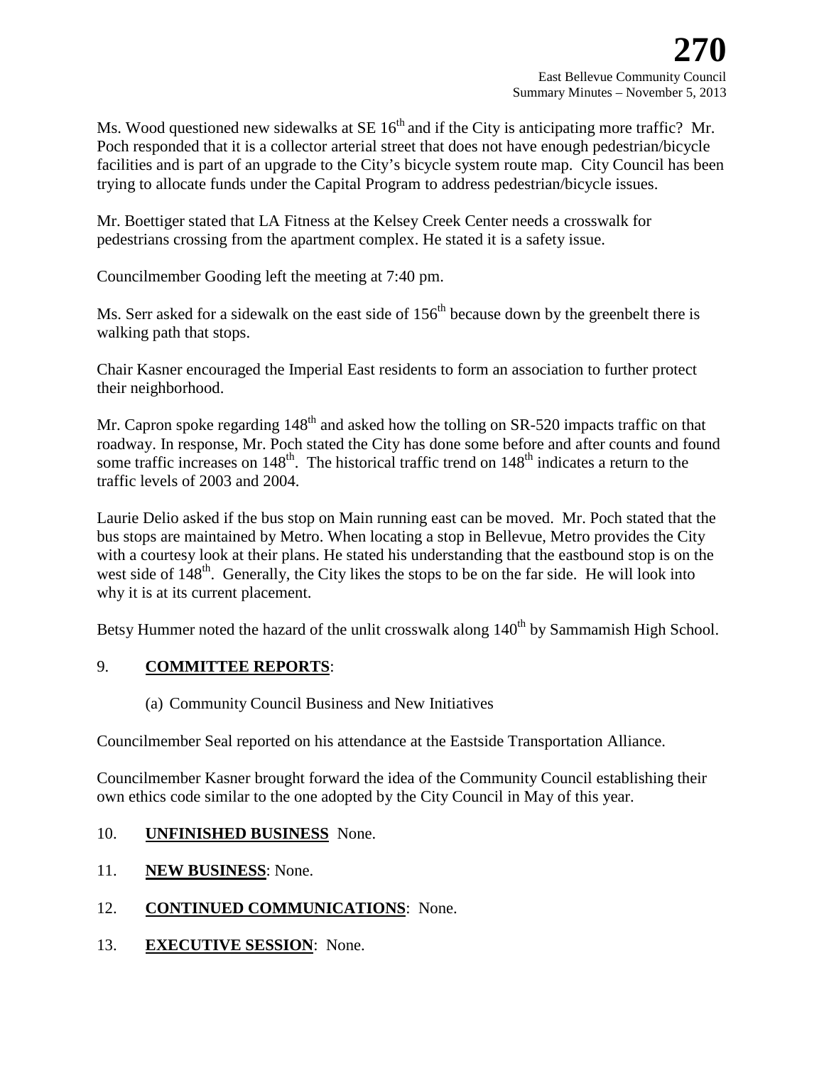Ms. Wood questioned new sidewalks at SE 16th and if the City is anticipating more traffic? Mr. Poch responded that it is a collector arterial street that does not have enough pedestrian/bicycle facilities and is part of an upgrade to the City's bicycle system route map. City Council has been trying to allocate funds under the Capital Program to address pedestrian/bicycle issues.

Mr. Boettiger stated that LA Fitness at the Kelsey Creek Center needs a crosswalk for pedestrians crossing from the apartment complex. He stated it is a safety issue.

Councilmember Gooding left the meeting at 7:40 pm.

Ms. Serr asked for a sidewalk on the east side of 156th because down by the greenbelt there is walking path that stops.

Chair Kasner encouraged the Imperial East residents to form an association to further protect their neighborhood.

Mr. Capron spoke regarding 148th and asked how the tolling on SR-520 impacts traffic on that roadway. In response, Mr. Poch stated the City has done some before and after counts and found some traffic increases on 148th. The historical traffic trend on 148th indicates a return to the traffic levels of 2003 and 2004.

Laurie Delio asked if the bus stop on Main running east can be moved. Mr. Poch stated that the bus stops are maintained by Metro. When locating a stop in Bellevue, Metro provides the City with a courtesy look at their plans. He stated his understanding that the eastbound stop is on the west side of 148th. Generally, the City likes the stops to be on the far side. He will look into why it is at its current placement.

Betsy Hummer noted the hazard of the unlit crosswalk along 140th by Sammamish High School.

9. **COMMITTEE REPORTS**:

(a) Community Council Business and New Initiatives

Councilmember Seal reported on his attendance at the Eastside Transportation Alliance.

Councilmember Kasner brought forward the idea of the Community Council establishing their own ethics code similar to the one adopted by the City Council in May of this year.

10. **UNFINISHED BUSINESS** None.

11. **NEW BUSINESS**: None.

12. **CONTINUED COMMUNICATIONS**: None.

13. **EXECUTIVE SESSION**: None.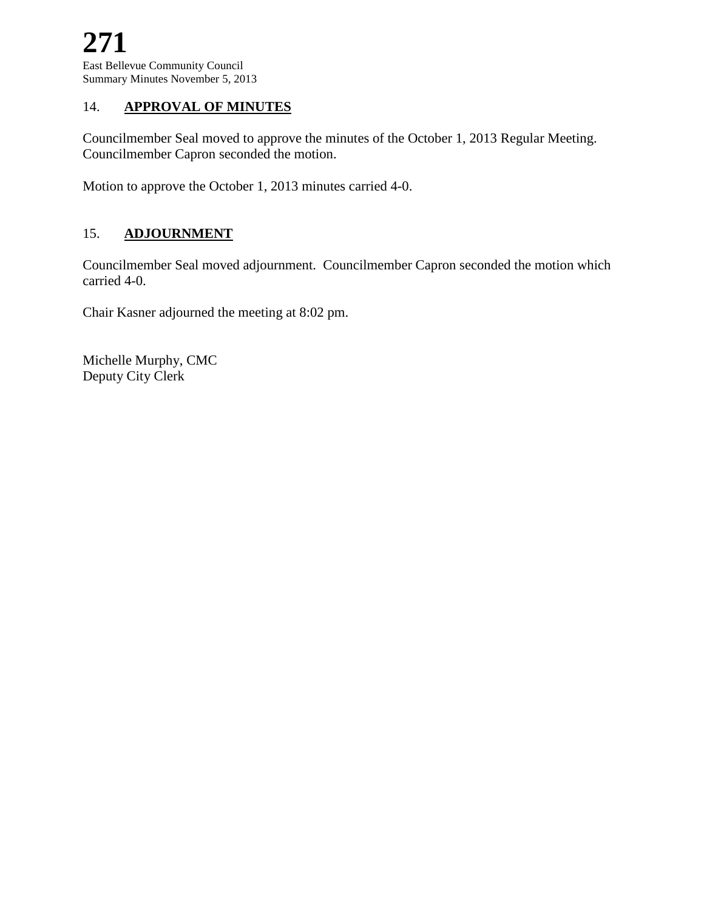## 14. **APPROVAL OF MINUTES**

Councilmember Seal moved to approve the minutes of the October 1, 2013 Regular Meeting. Councilmember Capron seconded the motion.

Motion to approve the October 1, 2013 minutes carried 4-0.

## 15. **ADJOURNMENT**

Councilmember Seal moved adjournment. Councilmember Capron seconded the motion which carried 4-0.

Chair Kasner adjourned the meeting at 8:02 pm.

Michelle Murphy, CMC
Deputy City Clerk